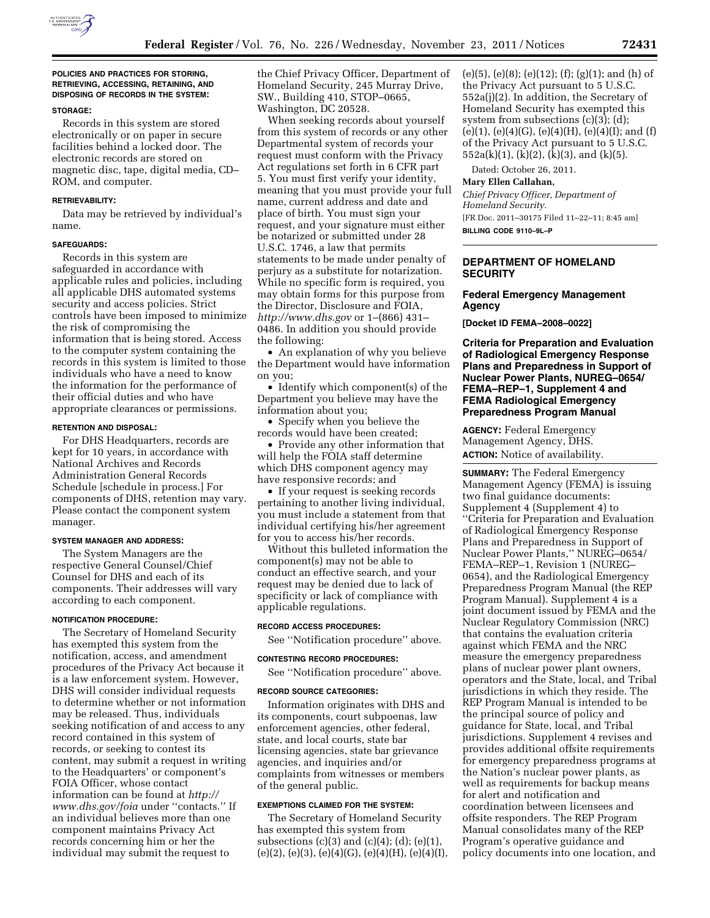**POLICIES AND PRACTICES FOR STORING, RETRIEVING, ACCESSING, RETAINING, AND DISPOSING OF RECORDS IN THE SYSTEM:**

**STORAGE:**

Records in this system are stored electronically or on paper in secure facilities behind a locked door. The electronic records are stored on magnetic disc, tape, digital media, CD–ROM, and computer.

**RETRIEVABILITY:**

Data may be retrieved by individual's name.

**SAFEGUARDS:**

Records in this system are safeguarded in accordance with applicable rules and policies, including all applicable DHS automated systems security and access policies. Strict controls have been imposed to minimize the risk of compromising the information that is being stored. Access to the computer system containing the records in this system is limited to those individuals who have a need to know the information for the performance of their official duties and who have appropriate clearances or permissions.

**RETENTION AND DISPOSAL:**

For DHS Headquarters, records are kept for 10 years, in accordance with National Archives and Records Administration General Records Schedule [schedule in process.] For components of DHS, retention may vary. Please contact the component system manager.

**SYSTEM MANAGER AND ADDRESS:**

The System Managers are the respective General Counsel/Chief Counsel for DHS and each of its components. Their addresses will vary according to each component.

**NOTIFICATION PROCEDURE:**

The Secretary of Homeland Security has exempted this system from the notification, access, and amendment procedures of the Privacy Act because it is a law enforcement system. However, DHS will consider individual requests to determine whether or not information may be released. Thus, individuals seeking notification of and access to any record contained in this system of records, or seeking to contest its content, may submit a request in writing to the Headquarters' or component's FOIA Officer, whose contact information can be found at *http://www.dhs.gov/foia* under ''contacts.'' If an individual believes more than one component maintains Privacy Act records concerning him or her the individual may submit the request to the Chief Privacy Officer, Department of Homeland Security, 245 Murray Drive, SW., Building 410, STOP–0665, Washington, DC 20528.

When seeking records about yourself from this system of records or any other Departmental system of records your request must conform with the Privacy Act regulations set forth in 6 CFR part 5. You must first verify your identity, meaning that you must provide your full name, current address and date and place of birth. You must sign your request, and your signature must either be notarized or submitted under 28 U.S.C. 1746, a law that permits statements to be made under penalty of perjury as a substitute for notarization. While no specific form is required, you may obtain forms for this purpose from the Director, Disclosure and FOIA, *http://www.dhs.gov* or 1–(866) 431–0486. In addition you should provide the following:

- An explanation of why you believe the Department would have information on you;
- Identify which component(s) of the Department you believe may have the information about you;
- Specify when you believe the records would have been created;
- Provide any other information that will help the FOIA staff determine which DHS component agency may have responsive records; and
- If your request is seeking records pertaining to another living individual, you must include a statement from that individual certifying his/her agreement for you to access his/her records.

Without this bulleted information the component(s) may not be able to conduct an effective search, and your request may be denied due to lack of specificity or lack of compliance with applicable regulations.

**RECORD ACCESS PROCEDURES:**

See ''Notification procedure'' above.

**CONTESTING RECORD PROCEDURES:**

See ''Notification procedure'' above.

**RECORD SOURCE CATEGORIES:**

Information originates with DHS and its components, court subpoenas, law enforcement agencies, other federal, state, and local courts, state bar licensing agencies, state bar grievance agencies, and inquiries and/or complaints from witnesses or members of the general public.

**EXEMPTIONS CLAIMED FOR THE SYSTEM:**

The Secretary of Homeland Security has exempted this system from subsections (c)(3) and (c)(4); (d); (e)(1), (e)(2), (e)(3), (e)(4)(G), (e)(4)(H), (e)(4)(I), (e)(5), (e)(8); (e)(12); (f); (g)(1); and (h) of the Privacy Act pursuant to 5 U.S.C. 552a(j)(2). In addition, the Secretary of Homeland Security has exempted this system from subsections (c)(3); (d); (e)(1), (e)(4)(G), (e)(4)(H), (e)(4)(I); and (f) of the Privacy Act pursuant to 5 U.S.C. 552a(k)(1), (k)(2), (k)(3), and (k)(5).

Dated: October 26, 2011.

**Mary Ellen Callahan,**

*Chief Privacy Officer, Department of Homeland Security.*

[FR Doc. 2011–30175 Filed 11–22–11; 8:45 am]

**BILLING CODE 9110–9L–P**

---

## DEPARTMENT OF HOMELAND SECURITY

### Federal Emergency Management Agency

**[Docket ID FEMA–2008–0022]**

### Criteria for Preparation and Evaluation of Radiological Emergency Response Plans and Preparedness in Support of Nuclear Power Plants, NUREG–0654/FEMA–REP–1, Supplement 4 and FEMA Radiological Emergency Preparedness Program Manual

**AGENCY:** Federal Emergency Management Agency, DHS.

**ACTION:** Notice of availability.

**SUMMARY:** The Federal Emergency Management Agency (FEMA) is issuing two final guidance documents: Supplement 4 (Supplement 4) to ''Criteria for Preparation and Evaluation of Radiological Emergency Response Plans and Preparedness in Support of Nuclear Power Plants,'' NUREG–0654/FEMA–REP–1, Revision 1 (NUREG–0654), and the Radiological Emergency Preparedness Program Manual (the REP Program Manual). Supplement 4 is a joint document issued by FEMA and the Nuclear Regulatory Commission (NRC) that contains the evaluation criteria against which FEMA and the NRC measure the emergency preparedness plans of nuclear power plant owners, operators and the State, local, and Tribal jurisdictions in which they reside. The REP Program Manual is intended to be the principal source of policy and guidance for State, local, and Tribal jurisdictions. Supplement 4 revises and provides additional offsite requirements for emergency preparedness programs at the Nation's nuclear power plants, as well as requirements for backup means for alert and notification and coordination between licensees and offsite responders. The REP Program Manual consolidates many of the REP Program's operative guidance and policy documents into one location, and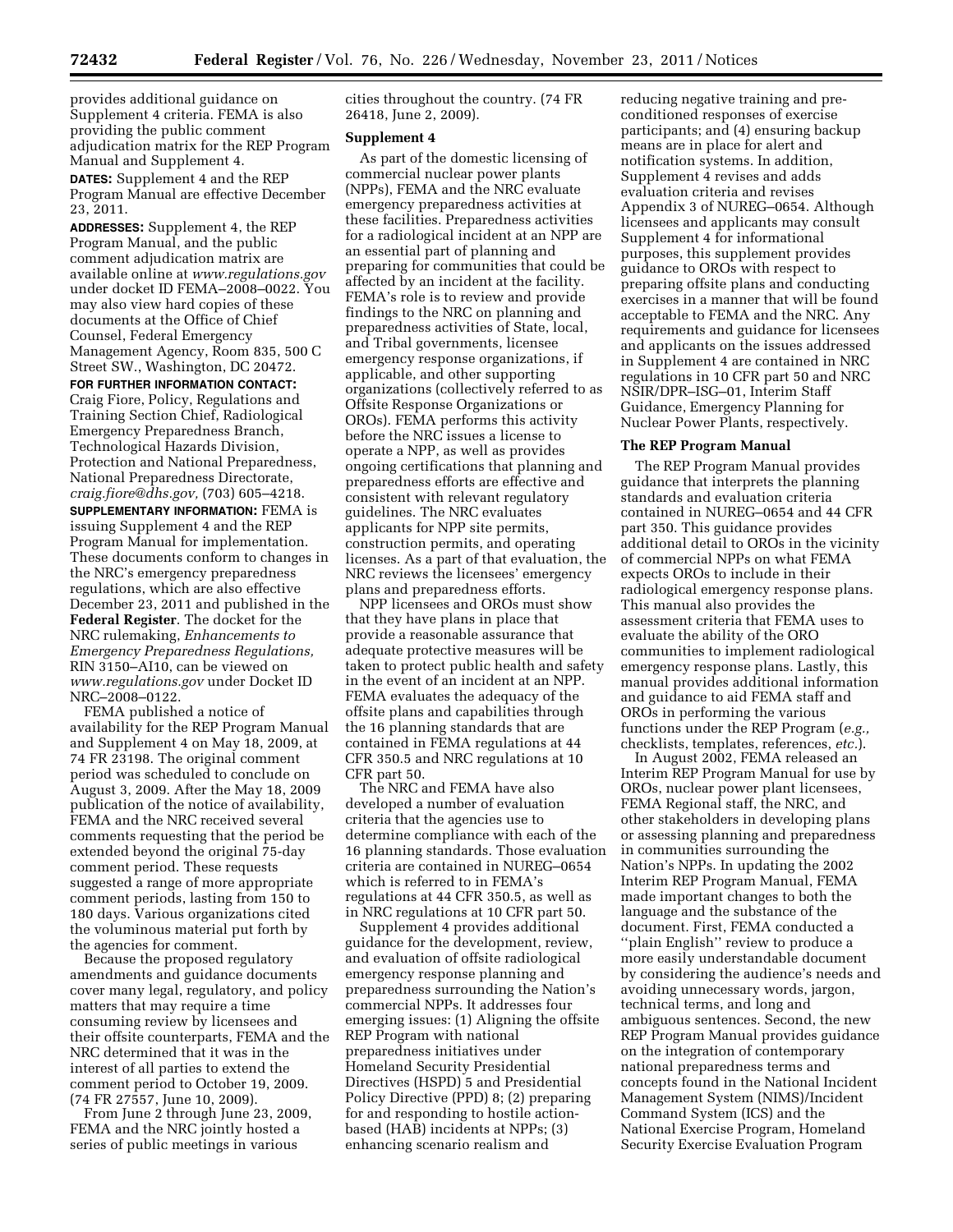provides additional guidance on Supplement 4 criteria. FEMA is also providing the public comment adjudication matrix for the REP Program Manual and Supplement 4.

**DATES:** Supplement 4 and the REP Program Manual are effective December 23, 2011.

**ADDRESSES:** Supplement 4, the REP Program Manual, and the public comment adjudication matrix are available online at *www.regulations.gov* under docket ID FEMA–2008–0022. You may also view hard copies of these documents at the Office of Chief Counsel, Federal Emergency Management Agency, Room 835, 500 C Street SW., Washington, DC 20472.

**FOR FURTHER INFORMATION CONTACT:** Craig Fiore, Policy, Regulations and Training Section Chief, Radiological Emergency Preparedness Branch, Technological Hazards Division, Protection and National Preparedness, National Preparedness Directorate, *craig.fiore@dhs.gov,* (703) 605–4218.

**SUPPLEMENTARY INFORMATION:** FEMA is issuing Supplement 4 and the REP Program Manual for implementation. These documents conform to changes in the NRC's emergency preparedness regulations, which are also effective December 23, 2011 and published in the **Federal Register**. The docket for the NRC rulemaking, *Enhancements to Emergency Preparedness Regulations,* RIN 3150–AI10, can be viewed on *www.regulations.gov* under Docket ID NRC–2008–0122.

FEMA published a notice of availability for the REP Program Manual and Supplement 4 on May 18, 2009, at 74 FR 23198. The original comment period was scheduled to conclude on August 3, 2009. After the May 18, 2009 publication of the notice of availability, FEMA and the NRC received several comments requesting that the period be extended beyond the original 75-day comment period. These requests suggested a range of more appropriate comment periods, lasting from 150 to 180 days. Various organizations cited the voluminous material put forth by the agencies for comment.

Because the proposed regulatory amendments and guidance documents cover many legal, regulatory, and policy matters that may require a time consuming review by licensees and their offsite counterparts, FEMA and the NRC determined that it was in the interest of all parties to extend the comment period to October 19, 2009. (74 FR 27557, June 10, 2009).

From June 2 through June 23, 2009, FEMA and the NRC jointly hosted a series of public meetings in various cities throughout the country. (74 FR 26418, June 2, 2009).

## Supplement 4

As part of the domestic licensing of commercial nuclear power plants (NPPs), FEMA and the NRC evaluate emergency preparedness activities at these facilities. Preparedness activities for a radiological incident at an NPP are an essential part of planning and preparing for communities that could be affected by an incident at the facility. FEMA's role is to review and provide findings to the NRC on planning and preparedness activities of State, local, and Tribal governments, licensee emergency response organizations, if applicable, and other supporting organizations (collectively referred to as Offsite Response Organizations or OROs). FEMA performs this activity before the NRC issues a license to operate a NPP, as well as provides ongoing certifications that planning and preparedness efforts are effective and consistent with relevant regulatory guidelines. The NRC evaluates applicants for NPP site permits, construction permits, and operating licenses. As a part of that evaluation, the NRC reviews the licensees' emergency plans and preparedness efforts.

NPP licensees and OROs must show that they have plans in place that provide a reasonable assurance that adequate protective measures will be taken to protect public health and safety in the event of an incident at an NPP. FEMA evaluates the adequacy of the offsite plans and capabilities through the 16 planning standards that are contained in FEMA regulations at 44 CFR 350.5 and NRC regulations at 10 CFR part 50.

The NRC and FEMA have also developed a number of evaluation criteria that the agencies use to determine compliance with each of the 16 planning standards. Those evaluation criteria are contained in NUREG–0654 which is referred to in FEMA's regulations at 44 CFR 350.5, as well as in NRC regulations at 10 CFR part 50.

Supplement 4 provides additional guidance for the development, review, and evaluation of offsite radiological emergency response planning and preparedness surrounding the Nation's commercial NPPs. It addresses four emerging issues: (1) Aligning the offsite REP Program with national preparedness initiatives under Homeland Security Presidential Directives (HSPD) 5 and Presidential Policy Directive (PPD) 8; (2) preparing for and responding to hostile action-based (HAB) incidents at NPPs; (3) enhancing scenario realism and reducing negative training and pre-conditioned responses of exercise participants; and (4) ensuring backup means are in place for alert and notification systems. In addition, Supplement 4 revises and adds evaluation criteria and revises Appendix 3 of NUREG–0654. Although licensees and applicants may consult Supplement 4 for informational purposes, this supplement provides guidance to OROs with respect to preparing offsite plans and conducting exercises in a manner that will be found acceptable to FEMA and the NRC. Any requirements and guidance for licensees and applicants on the issues addressed in Supplement 4 are contained in NRC regulations in 10 CFR part 50 and NRC NSIR/DPR–ISG–01, Interim Staff Guidance, Emergency Planning for Nuclear Power Plants, respectively.

## The REP Program Manual

The REP Program Manual provides guidance that interprets the planning standards and evaluation criteria contained in NUREG–0654 and 44 CFR part 350. This guidance provides additional detail to OROs in the vicinity of commercial NPPs on what FEMA expects OROs to include in their radiological emergency response plans. This manual also provides the assessment criteria that FEMA uses to evaluate the ability of the ORO communities to implement radiological emergency response plans. Lastly, this manual provides additional information and guidance to aid FEMA staff and OROs in performing the various functions under the REP Program (*e.g.,* checklists, templates, references, *etc.*).

In August 2002, FEMA released an Interim REP Program Manual for use by OROs, nuclear power plant licensees, FEMA Regional staff, the NRC, and other stakeholders in developing plans or assessing planning and preparedness in communities surrounding the Nation's NPPs. In updating the 2002 Interim REP Program Manual, FEMA made important changes to both the language and the substance of the document. First, FEMA conducted a ''plain English'' review to produce a more easily understandable document by considering the audience's needs and avoiding unnecessary words, jargon, technical terms, and long and ambiguous sentences. Second, the new REP Program Manual provides guidance on the integration of contemporary national preparedness terms and concepts found in the National Incident Management System (NIMS)/Incident Command System (ICS) and the National Exercise Program, Homeland Security Exercise Evaluation Program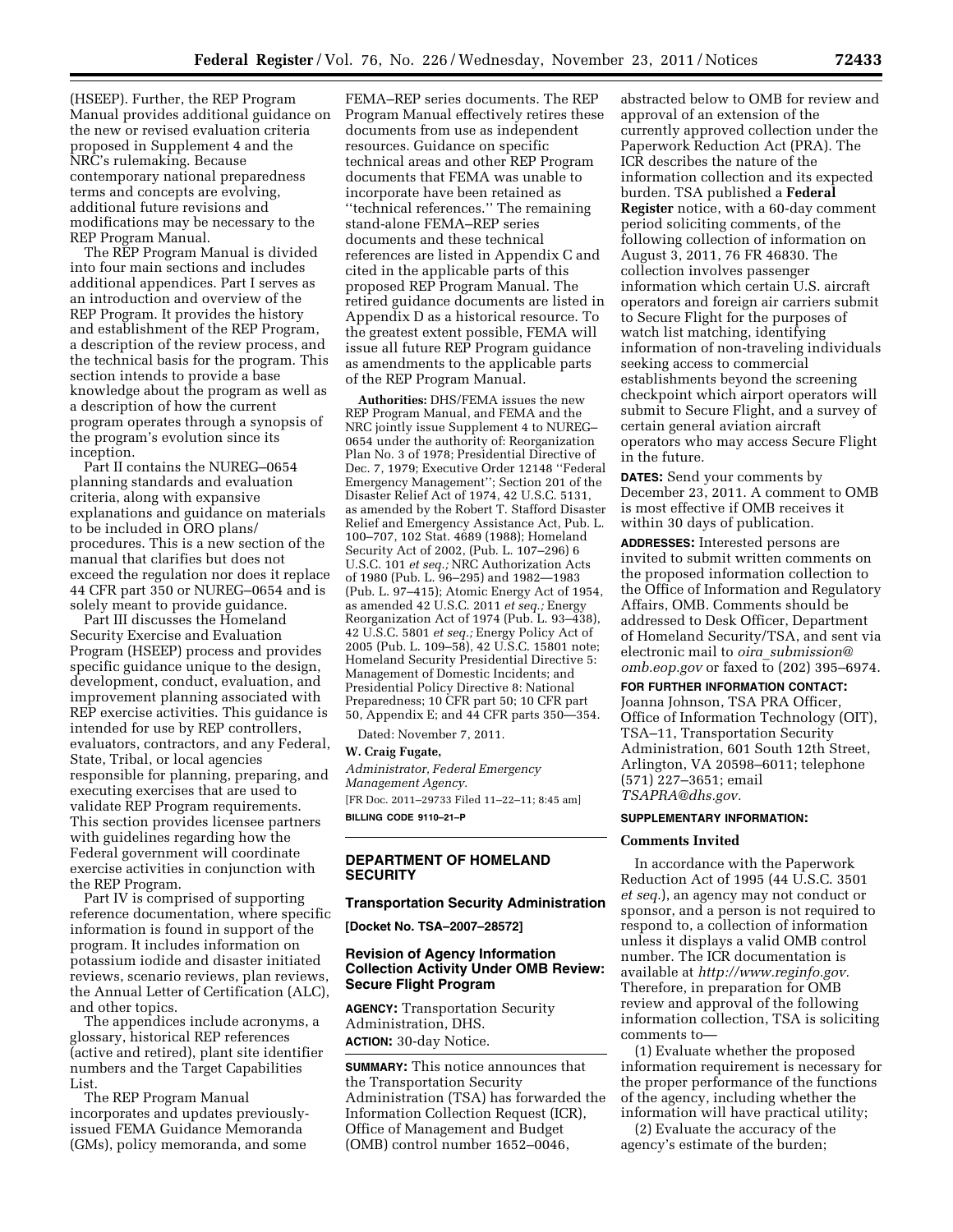(HSEEP). Further, the REP Program Manual provides additional guidance on the new or revised evaluation criteria proposed in Supplement 4 and the NRC's rulemaking. Because contemporary national preparedness terms and concepts are evolving, additional future revisions and modifications may be necessary to the REP Program Manual.

The REP Program Manual is divided into four main sections and includes additional appendices. Part I serves as an introduction and overview of the REP Program. It provides the history and establishment of the REP Program, a description of the review process, and the technical basis for the program. This section intends to provide a base knowledge about the program as well as a description of how the current program operates through a synopsis of the program's evolution since its inception.

Part II contains the NUREG–0654 planning standards and evaluation criteria, along with expansive explanations and guidance on materials to be included in ORO plans/procedures. This is a new section of the manual that clarifies but does not exceed the regulation nor does it replace 44 CFR part 350 or NUREG–0654 and is solely meant to provide guidance.

Part III discusses the Homeland Security Exercise and Evaluation Program (HSEEP) process and provides specific guidance unique to the design, development, conduct, evaluation, and improvement planning associated with REP exercise activities. This guidance is intended for use by REP controllers, evaluators, contractors, and any Federal, State, Tribal, or local agencies responsible for planning, preparing, and executing exercises that are used to validate REP Program requirements. This section provides licensee partners with guidelines regarding how the Federal government will coordinate exercise activities in conjunction with the REP Program.

Part IV is comprised of supporting reference documentation, where specific information is found in support of the program. It includes information on potassium iodide and disaster initiated reviews, scenario reviews, plan reviews, the Annual Letter of Certification (ALC), and other topics.

The appendices include acronyms, a glossary, historical REP references (active and retired), plant site identifier numbers and the Target Capabilities List.

The REP Program Manual incorporates and updates previously-issued FEMA Guidance Memoranda (GMs), policy memoranda, and some FEMA–REP series documents. The REP Program Manual effectively retires these documents from use as independent resources. Guidance on specific technical areas and other REP Program documents that FEMA was unable to incorporate have been retained as "technical references." The remaining stand-alone FEMA–REP series documents and these technical references are listed in Appendix C and cited in the applicable parts of this proposed REP Program Manual. The retired guidance documents are listed in Appendix D as a historical resource. To the greatest extent possible, FEMA will issue all future REP Program guidance as amendments to the applicable parts of the REP Program Manual.

**Authorities:** DHS/FEMA issues the new REP Program Manual, and FEMA and the NRC jointly issue Supplement 4 to NUREG–0654 under the authority of: Reorganization Plan No. 3 of 1978; Presidential Directive of Dec. 7, 1979; Executive Order 12148 "Federal Emergency Management"; Section 201 of the Disaster Relief Act of 1974, 42 U.S.C. 5131, as amended by the Robert T. Stafford Disaster Relief and Emergency Assistance Act, Pub. L. 100–707, 102 Stat. 4689 (1988); Homeland Security Act of 2002, (Pub. L. 107–296) 6 U.S.C. 101 *et seq.;* NRC Authorization Acts of 1980 (Pub. L. 96–295) and 1982—1983 (Pub. L. 97–415); Atomic Energy Act of 1954, as amended 42 U.S.C. 2011 *et seq.;* Energy Reorganization Act of 1974 (Pub. L. 93–438), 42 U.S.C. 5801 *et seq.;* Energy Policy Act of 2005 (Pub. L. 109–58), 42 U.S.C. 15801 note; Homeland Security Presidential Directive 5: Management of Domestic Incidents; and Presidential Policy Directive 8: National Preparedness; 10 CFR part 50; 10 CFR part 50, Appendix E; and 44 CFR parts 350—354.

Dated: November 7, 2011.

**W. Craig Fugate,**

*Administrator, Federal Emergency Management Agency.*

[FR Doc. 2011–29733 Filed 11–22–11; 8:45 am]

**BILLING CODE 9110–21–P**

## DEPARTMENT OF HOMELAND SECURITY

### Transportation Security Administration

**[Docket No. TSA–2007–28572]**

### Revision of Agency Information Collection Activity Under OMB Review: Secure Flight Program

**AGENCY:** Transportation Security Administration, DHS.

**ACTION:** 30-day Notice.

**SUMMARY:** This notice announces that the Transportation Security Administration (TSA) has forwarded the Information Collection Request (ICR), Office of Management and Budget (OMB) control number 1652–0046, abstracted below to OMB for review and approval of an extension of the currently approved collection under the Paperwork Reduction Act (PRA). The ICR describes the nature of the information collection and its expected burden. TSA published a **Federal Register** notice, with a 60-day comment period soliciting comments, of the following collection of information on August 3, 2011, 76 FR 46830. The collection involves passenger information which certain U.S. aircraft operators and foreign air carriers submit to Secure Flight for the purposes of watch list matching, identifying information of non-traveling individuals seeking access to commercial establishments beyond the screening checkpoint which airport operators will submit to Secure Flight, and a survey of certain general aviation aircraft operators who may access Secure Flight in the future.

**DATES:** Send your comments by December 23, 2011. A comment to OMB is most effective if OMB receives it within 30 days of publication.

**ADDRESSES:** Interested persons are invited to submit written comments on the proposed information collection to the Office of Information and Regulatory Affairs, OMB. Comments should be addressed to Desk Officer, Department of Homeland Security/TSA, and sent via electronic mail to *oira_submission@omb.eop.gov* or faxed to (202) 395–6974.

**FOR FURTHER INFORMATION CONTACT:** Joanna Johnson, TSA PRA Officer, Office of Information Technology (OIT), TSA–11, Transportation Security Administration, 601 South 12th Street, Arlington, VA 20598–6011; telephone (571) 227–3651; email *TSAPRA@dhs.gov.*

**SUPPLEMENTARY INFORMATION:**

#### Comments Invited

In accordance with the Paperwork Reduction Act of 1995 (44 U.S.C. 3501 *et seq.*), an agency may not conduct or sponsor, and a person is not required to respond to, a collection of information unless it displays a valid OMB control number. The ICR documentation is available at *http://www.reginfo.gov.* Therefore, in preparation for OMB review and approval of the following information collection, TSA is soliciting comments to—

(1) Evaluate whether the proposed information requirement is necessary for the proper performance of the functions of the agency, including whether the information will have practical utility;

(2) Evaluate the accuracy of the agency's estimate of the burden;